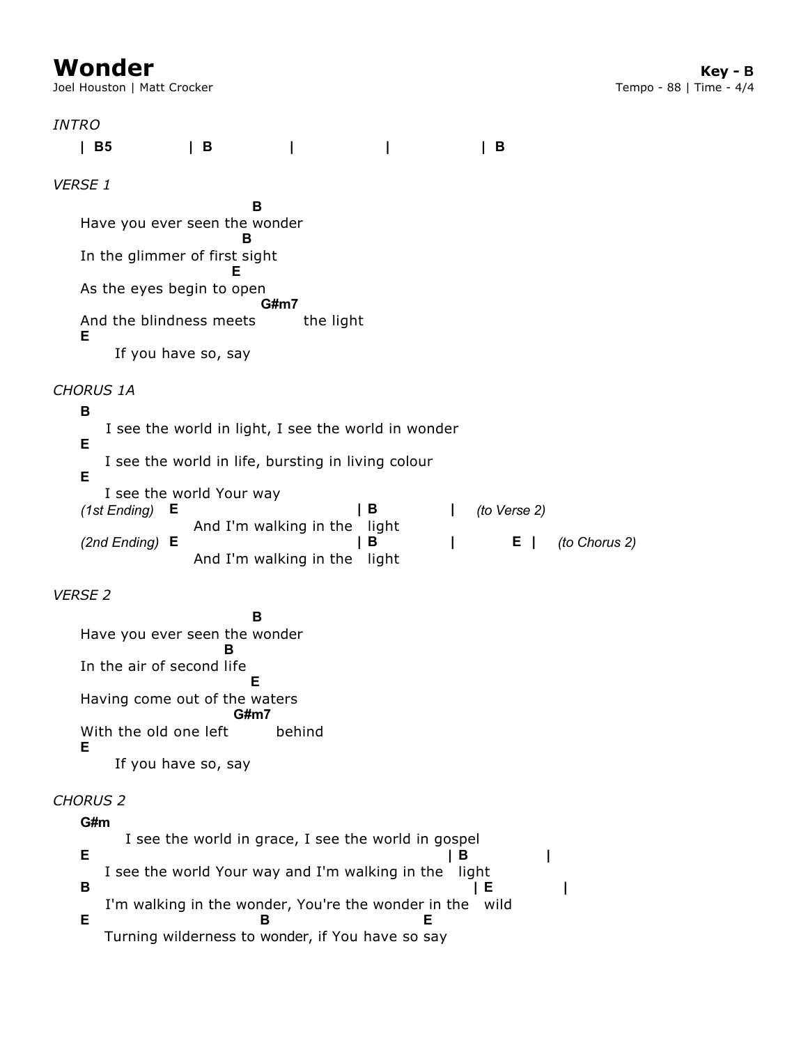# Wonder

Joel Houston | Matt Crocker

**Key - B**
Tempo - 88 | Time - 4/4

*INTRO*

```
| B5        | B         |           |           | B
```

*VERSE 1*

```
                          B
Have you ever seen the wonder
                         B
In the glimmer of first sight
                        E
As the eyes begin to open
                           G#m7
And the blindness meets         the light
E
     If you have so, say
```

*CHORUS 1A*

```
B
   I see the world in light, I see the world in wonder
E
   I see the world in life, bursting in living colour
E
   I see the world Your way
(1st Ending)  E                          | B           |    (to Verse 2)
                  And I'm walking in the   light
(2nd Ending)  E                          | B           |        E  |    (to Chorus 2)
                  And I'm walking in the   light
```

*VERSE 2*

```
                          B
Have you ever seen the wonder
                      B
In the air of second life
                          E
Having come out of the waters
                        G#m7
With the old one left         behind
E
     If you have so, say
```

*CHORUS 2*

```
G#m
       I see the world in grace, I see the world in gospel
E                                                   | B           |
   I see the world Your way and I'm walking in the   light
B                                                      | E          |
   I'm walking in the wonder, You're the wonder in the   wild
E                        B                     E
   Turning wilderness to wonder, if You have so say
```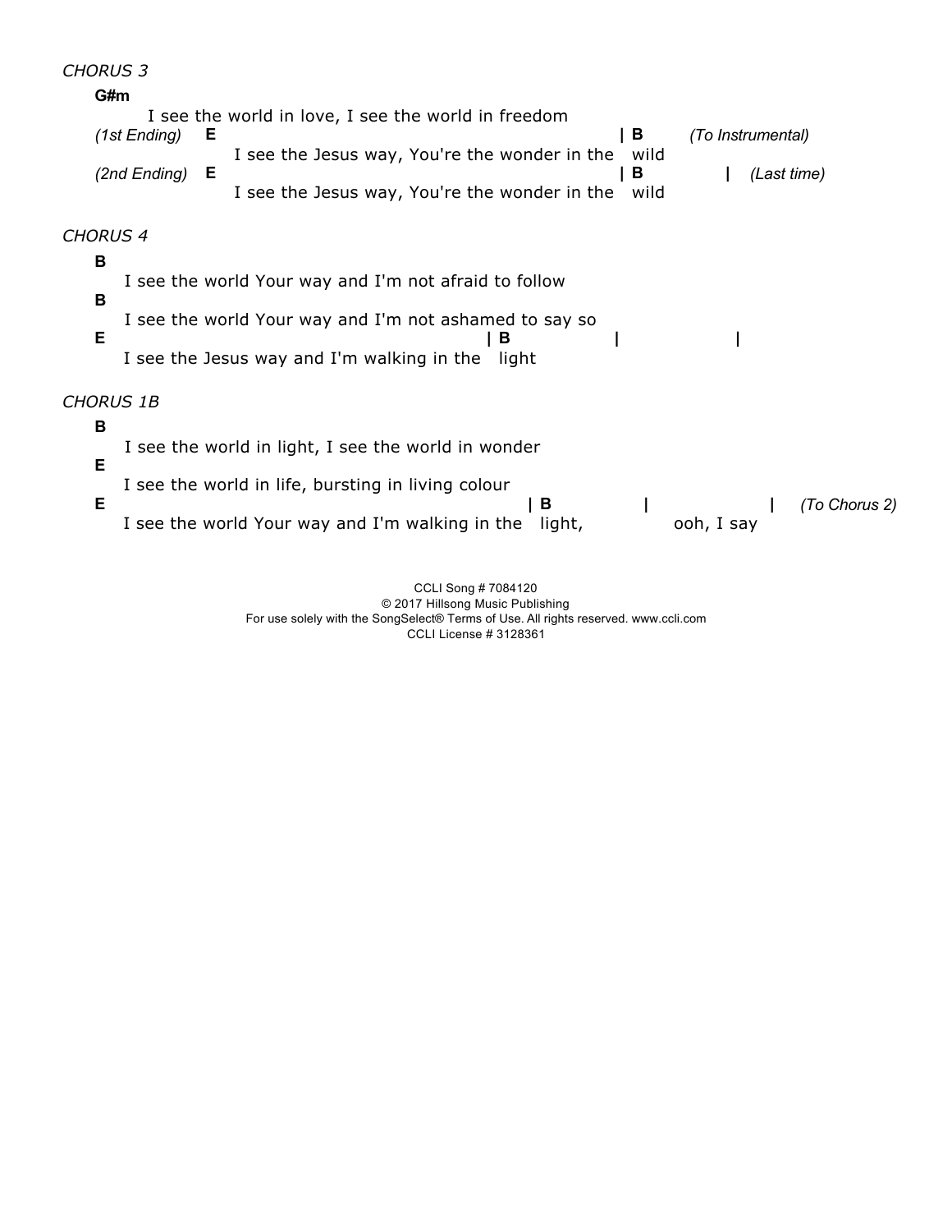*CHORUS 3*

```
G#m
      I see the world in love, I see the world in freedom
(1st Ending)    E                                           | B        (To Instrumental)
                I see the Jesus way, You're the wonder in the   wild
(2nd Ending)    E                                           | B        |  (Last time)
                I see the Jesus way, You're the wonder in the   wild
```

*CHORUS 4*

```
B
   I see the world Your way and I'm not afraid to follow
B
   I see the world Your way and I'm not ashamed to say so
E                                             | B          |          |
   I see the Jesus way and I'm walking in the   light
```

*CHORUS 1B*

```
B
   I see the world in light, I see the world in wonder
E
   I see the world in life, bursting in living colour
E                                                  | B          |          |  (To Chorus 2)
   I see the world Your way and I'm walking in the   light,        ooh, I say
```

CCLI Song # 7084120
© 2017 Hillsong Music Publishing
For use solely with the SongSelect® Terms of Use. All rights reserved. www.ccli.com
CCLI License # 3128361